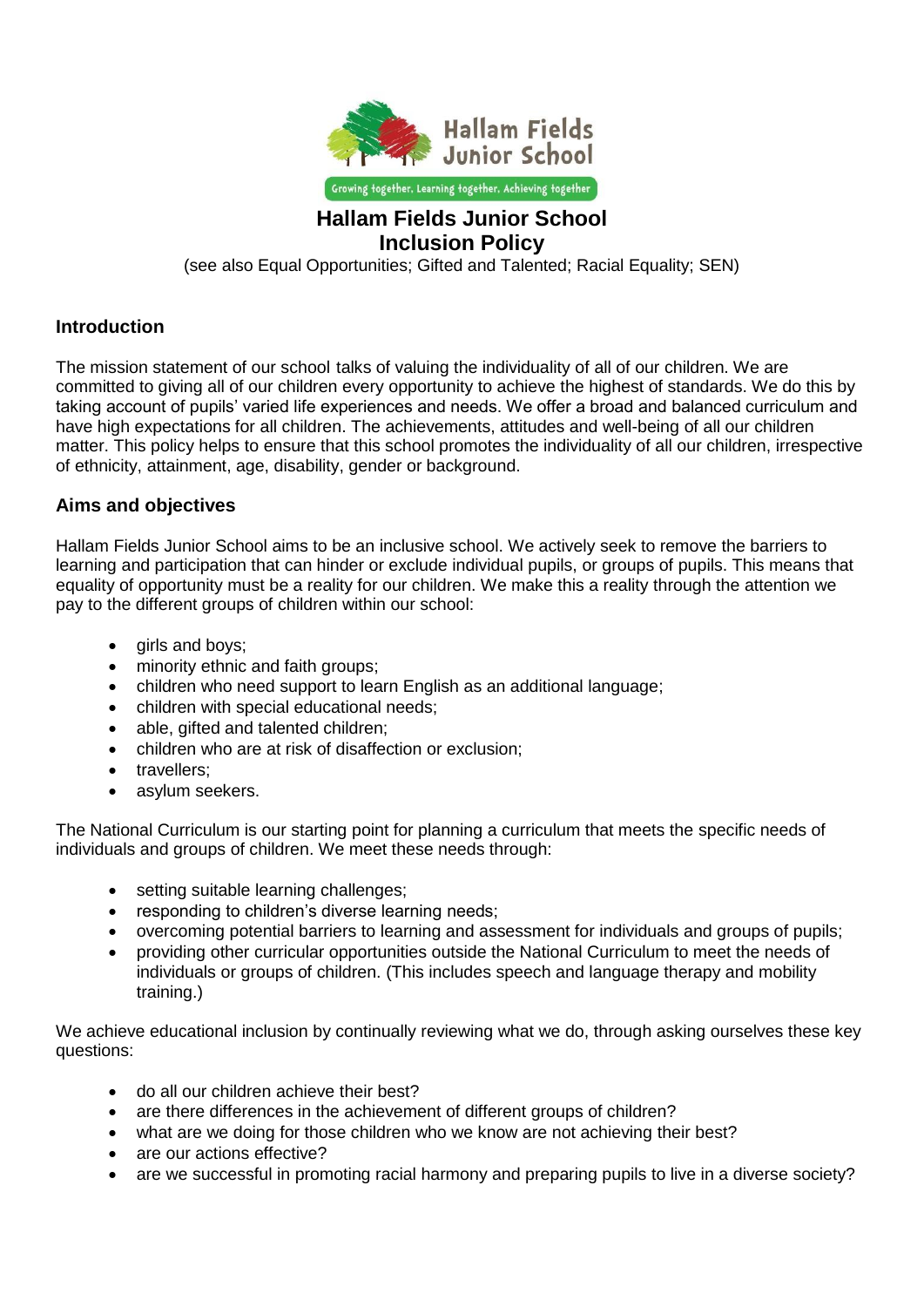Hallam Fields Junior School

Growing together, Learning together, Achieving together

# Hallam Fields Junior School
# Inclusion Policy

(see also Equal Opportunities; Gifted and Talented; Racial Equality; SEN)

## Introduction

The mission statement of our school talks of valuing the individuality of all of our children. We are committed to giving all of our children every opportunity to achieve the highest of standards. We do this by taking account of pupils' varied life experiences and needs. We offer a broad and balanced curriculum and have high expectations for all children. The achievements, attitudes and well-being of all our children matter. This policy helps to ensure that this school promotes the individuality of all our children, irrespective of ethnicity, attainment, age, disability, gender or background.

## Aims and objectives

Hallam Fields Junior School aims to be an inclusive school. We actively seek to remove the barriers to learning and participation that can hinder or exclude individual pupils, or groups of pupils. This means that equality of opportunity must be a reality for our children. We make this a reality through the attention we pay to the different groups of children within our school:

- girls and boys;
- minority ethnic and faith groups;
- children who need support to learn English as an additional language;
- children with special educational needs;
- able, gifted and talented children;
- children who are at risk of disaffection or exclusion;
- travellers;
- asylum seekers.

The National Curriculum is our starting point for planning a curriculum that meets the specific needs of individuals and groups of children. We meet these needs through:

- setting suitable learning challenges;
- responding to children's diverse learning needs;
- overcoming potential barriers to learning and assessment for individuals and groups of pupils;
- providing other curricular opportunities outside the National Curriculum to meet the needs of individuals or groups of children. (This includes speech and language therapy and mobility training.)

We achieve educational inclusion by continually reviewing what we do, through asking ourselves these key questions:

- do all our children achieve their best?
- are there differences in the achievement of different groups of children?
- what are we doing for those children who we know are not achieving their best?
- are our actions effective?
- are we successful in promoting racial harmony and preparing pupils to live in a diverse society?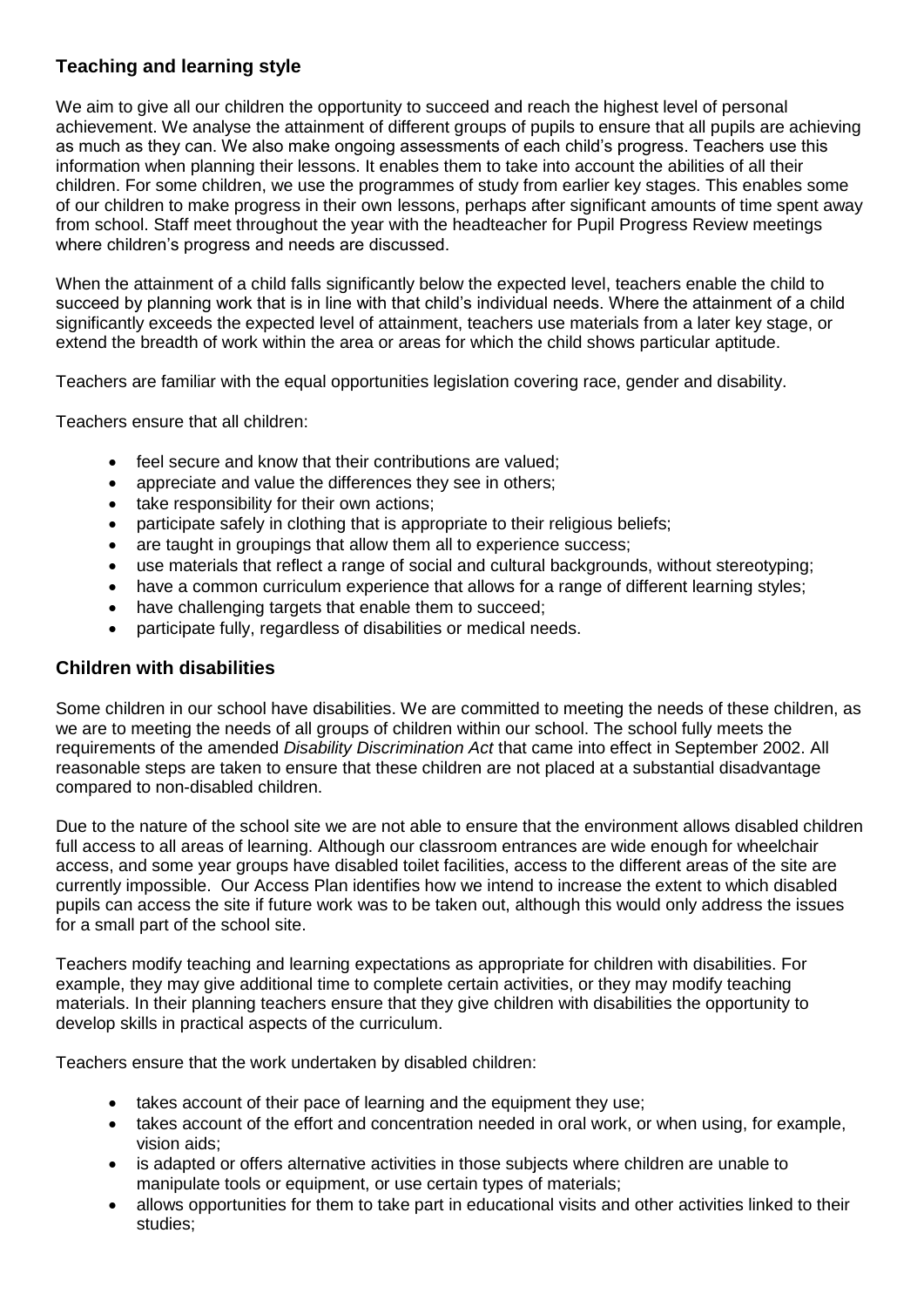## Teaching and learning style

We aim to give all our children the opportunity to succeed and reach the highest level of personal achievement. We analyse the attainment of different groups of pupils to ensure that all pupils are achieving as much as they can. We also make ongoing assessments of each child's progress. Teachers use this information when planning their lessons. It enables them to take into account the abilities of all their children. For some children, we use the programmes of study from earlier key stages. This enables some of our children to make progress in their own lessons, perhaps after significant amounts of time spent away from school. Staff meet throughout the year with the headteacher for Pupil Progress Review meetings where children's progress and needs are discussed.

When the attainment of a child falls significantly below the expected level, teachers enable the child to succeed by planning work that is in line with that child's individual needs. Where the attainment of a child significantly exceeds the expected level of attainment, teachers use materials from a later key stage, or extend the breadth of work within the area or areas for which the child shows particular aptitude.

Teachers are familiar with the equal opportunities legislation covering race, gender and disability.

Teachers ensure that all children:

- feel secure and know that their contributions are valued;
- appreciate and value the differences they see in others;
- take responsibility for their own actions;
- participate safely in clothing that is appropriate to their religious beliefs;
- are taught in groupings that allow them all to experience success;
- use materials that reflect a range of social and cultural backgrounds, without stereotyping;
- have a common curriculum experience that allows for a range of different learning styles;
- have challenging targets that enable them to succeed;
- participate fully, regardless of disabilities or medical needs.

## Children with disabilities

Some children in our school have disabilities. We are committed to meeting the needs of these children, as we are to meeting the needs of all groups of children within our school. The school fully meets the requirements of the amended *Disability Discrimination Act* that came into effect in September 2002. All reasonable steps are taken to ensure that these children are not placed at a substantial disadvantage compared to non-disabled children.

Due to the nature of the school site we are not able to ensure that the environment allows disabled children full access to all areas of learning. Although our classroom entrances are wide enough for wheelchair access, and some year groups have disabled toilet facilities, access to the different areas of the site are currently impossible. Our Access Plan identifies how we intend to increase the extent to which disabled pupils can access the site if future work was to be taken out, although this would only address the issues for a small part of the school site.

Teachers modify teaching and learning expectations as appropriate for children with disabilities. For example, they may give additional time to complete certain activities, or they may modify teaching materials. In their planning teachers ensure that they give children with disabilities the opportunity to develop skills in practical aspects of the curriculum.

Teachers ensure that the work undertaken by disabled children:

- takes account of their pace of learning and the equipment they use;
- takes account of the effort and concentration needed in oral work, or when using, for example, vision aids;
- is adapted or offers alternative activities in those subjects where children are unable to manipulate tools or equipment, or use certain types of materials;
- allows opportunities for them to take part in educational visits and other activities linked to their studies;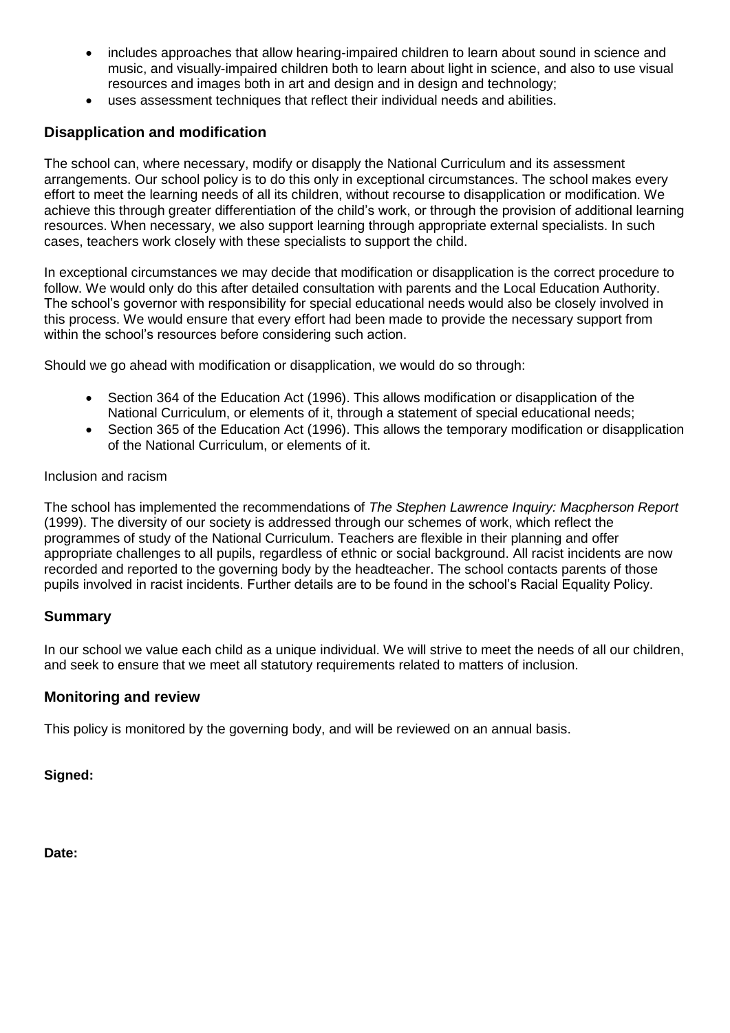- includes approaches that allow hearing-impaired children to learn about sound in science and music, and visually-impaired children both to learn about light in science, and also to use visual resources and images both in art and design and in design and technology;
- uses assessment techniques that reflect their individual needs and abilities.

## Disapplication and modification

The school can, where necessary, modify or disapply the National Curriculum and its assessment arrangements. Our school policy is to do this only in exceptional circumstances. The school makes every effort to meet the learning needs of all its children, without recourse to disapplication or modification. We achieve this through greater differentiation of the child's work, or through the provision of additional learning resources. When necessary, we also support learning through appropriate external specialists. In such cases, teachers work closely with these specialists to support the child.

In exceptional circumstances we may decide that modification or disapplication is the correct procedure to follow. We would only do this after detailed consultation with parents and the Local Education Authority. The school's governor with responsibility for special educational needs would also be closely involved in this process. We would ensure that every effort had been made to provide the necessary support from within the school's resources before considering such action.

Should we go ahead with modification or disapplication, we would do so through:

- Section 364 of the Education Act (1996). This allows modification or disapplication of the National Curriculum, or elements of it, through a statement of special educational needs;
- Section 365 of the Education Act (1996). This allows the temporary modification or disapplication of the National Curriculum, or elements of it.

Inclusion and racism

The school has implemented the recommendations of *The Stephen Lawrence Inquiry: Macpherson Report* (1999). The diversity of our society is addressed through our schemes of work, which reflect the programmes of study of the National Curriculum. Teachers are flexible in their planning and offer appropriate challenges to all pupils, regardless of ethnic or social background. All racist incidents are now recorded and reported to the governing body by the headteacher. The school contacts parents of those pupils involved in racist incidents. Further details are to be found in the school's Racial Equality Policy.

## Summary

In our school we value each child as a unique individual. We will strive to meet the needs of all our children, and seek to ensure that we meet all statutory requirements related to matters of inclusion.

## Monitoring and review

This policy is monitored by the governing body, and will be reviewed on an annual basis.

**Signed:**

**Date:**